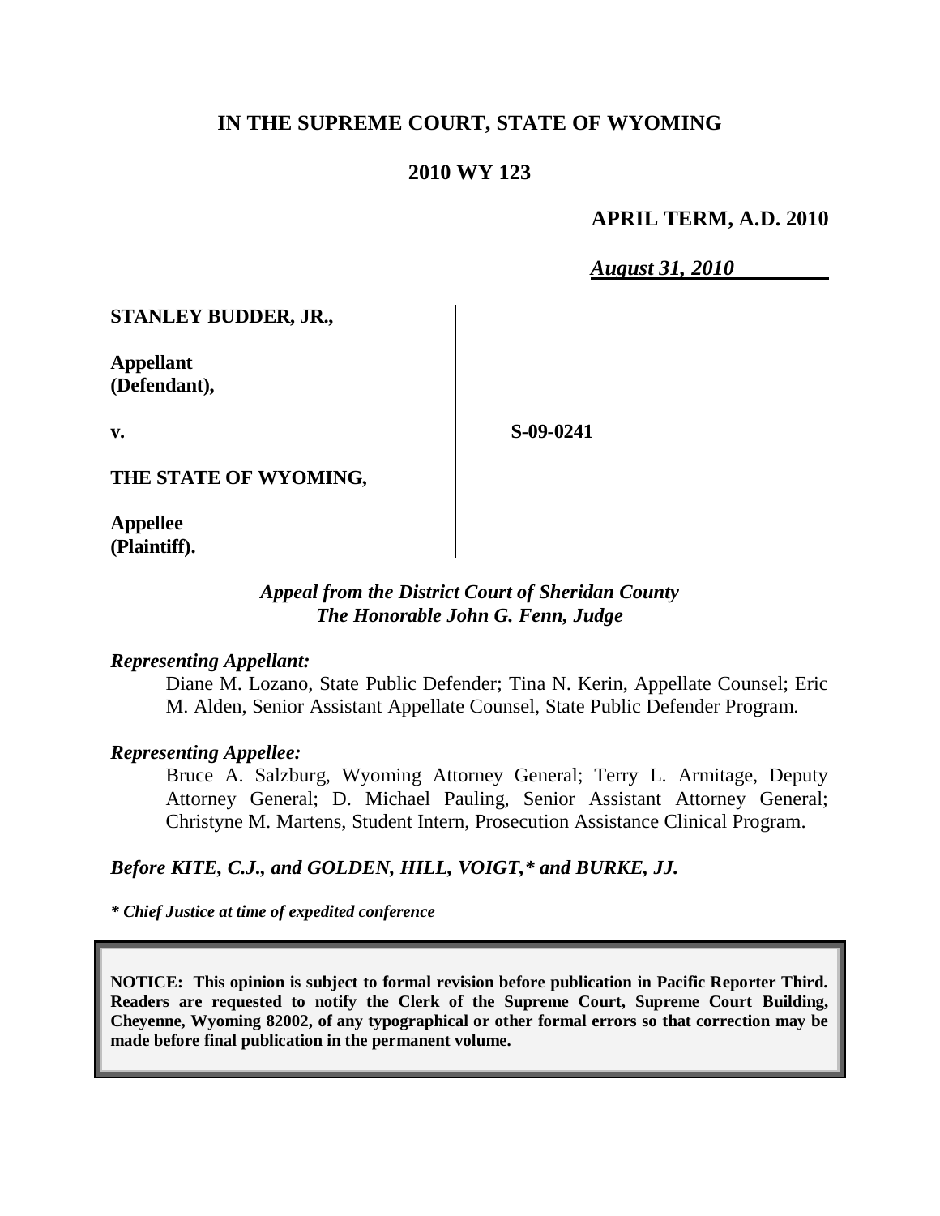# IN THE SUPREME COURT, STATE OF WYOMING

## 2010 WY 123

**APRIL TERM, A.D. 2010**

***August 31, 2010***

| | |
|---|---|
| **STANLEY BUDDER, JR.,**<br><br>**Appellant (Defendant),**<br><br>**v.**<br><br>**THE STATE OF WYOMING,**<br><br>**Appellee (Plaintiff).** | **S-09-0241** |

*Appeal from the District Court of Sheridan County*
*The Honorable John G. Fenn, Judge*

*Representing Appellant:*

Diane M. Lozano, State Public Defender; Tina N. Kerin, Appellate Counsel; Eric M. Alden, Senior Assistant Appellate Counsel, State Public Defender Program.

*Representing Appellee:*

Bruce A. Salzburg, Wyoming Attorney General; Terry L. Armitage, Deputy Attorney General; D. Michael Pauling, Senior Assistant Attorney General; Christyne M. Martens, Student Intern, Prosecution Assistance Clinical Program.

***Before KITE, C.J., and GOLDEN, HILL, VOIGT,\* and BURKE, JJ.***

***\* Chief Justice at time of expedited conference***

**NOTICE: This opinion is subject to formal revision before publication in Pacific Reporter Third. Readers are requested to notify the Clerk of the Supreme Court, Supreme Court Building, Cheyenne, Wyoming 82002, of any typographical or other formal errors so that correction may be made before final publication in the permanent volume.**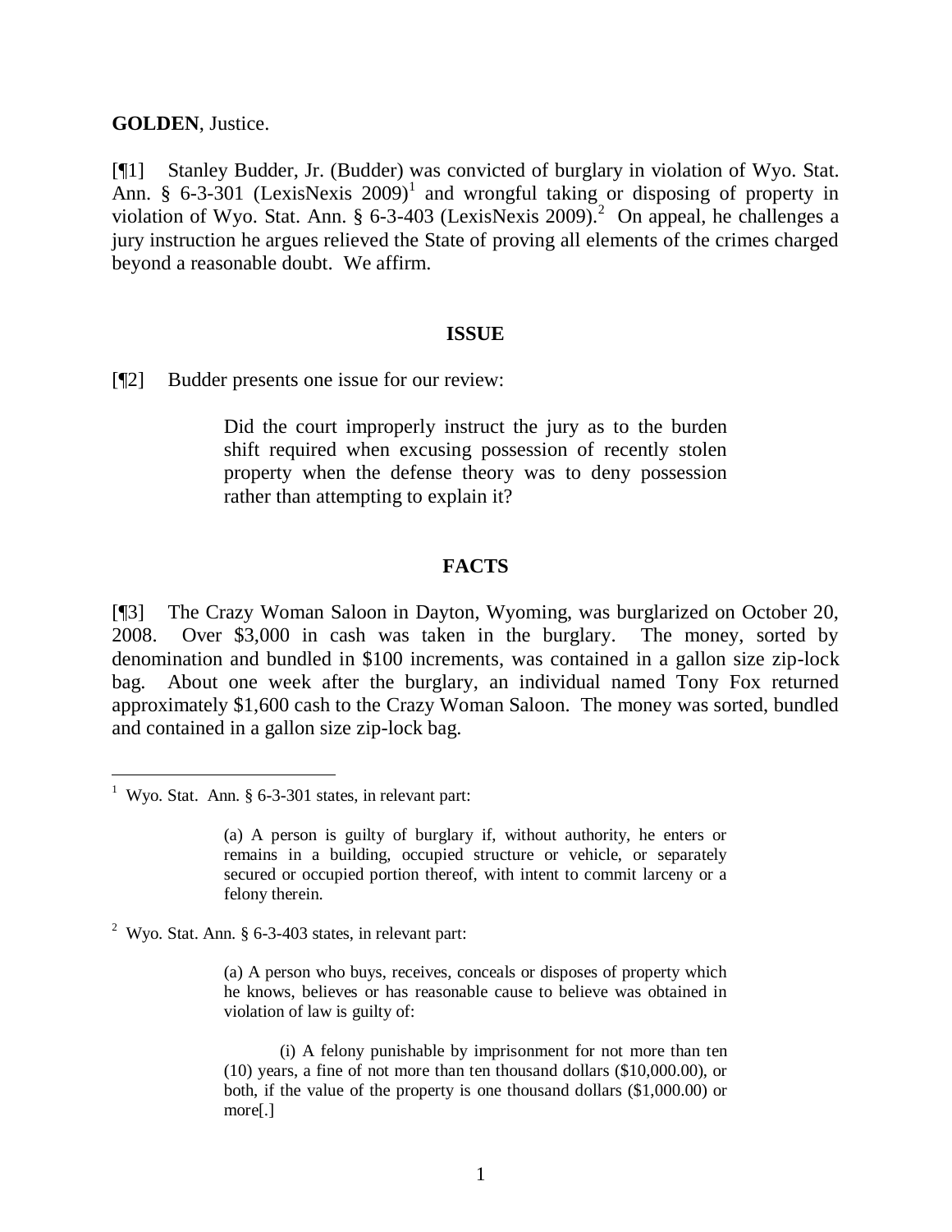**GOLDEN**, Justice.

[¶1] Stanley Budder, Jr. (Budder) was convicted of burglary in violation of Wyo. Stat. Ann. § 6-3-301 (LexisNexis 2009)[1] and wrongful taking or disposing of property in violation of Wyo. Stat. Ann. § 6-3-403 (LexisNexis 2009).[2] On appeal, he challenges a jury instruction he argues relieved the State of proving all elements of the crimes charged beyond a reasonable doubt. We affirm.

## ISSUE

[¶2] Budder presents one issue for our review:

> Did the court improperly instruct the jury as to the burden shift required when excusing possession of recently stolen property when the defense theory was to deny possession rather than attempting to explain it?

## FACTS

[¶3] The Crazy Woman Saloon in Dayton, Wyoming, was burglarized on October 20, 2008. Over $3,000 in cash was taken in the burglary. The money, sorted by denomination and bundled in $100 increments, was contained in a gallon size zip-lock bag. About one week after the burglary, an individual named Tony Fox returned approximately $1,600 cash to the Crazy Woman Saloon. The money was sorted, bundled and contained in a gallon size zip-lock bag.

---

[1] Wyo. Stat. Ann. § 6-3-301 states, in relevant part:

> (a) A person is guilty of burglary if, without authority, he enters or remains in a building, occupied structure or vehicle, or separately secured or occupied portion thereof, with intent to commit larceny or a felony therein.

[2] Wyo. Stat. Ann. § 6-3-403 states, in relevant part:

> (a) A person who buys, receives, conceals or disposes of property which he knows, believes or has reasonable cause to believe was obtained in violation of law is guilty of:
>
> (i) A felony punishable by imprisonment for not more than ten (10) years, a fine of not more than ten thousand dollars ($10,000.00), or both, if the value of the property is one thousand dollars ($1,000.00) or more[.]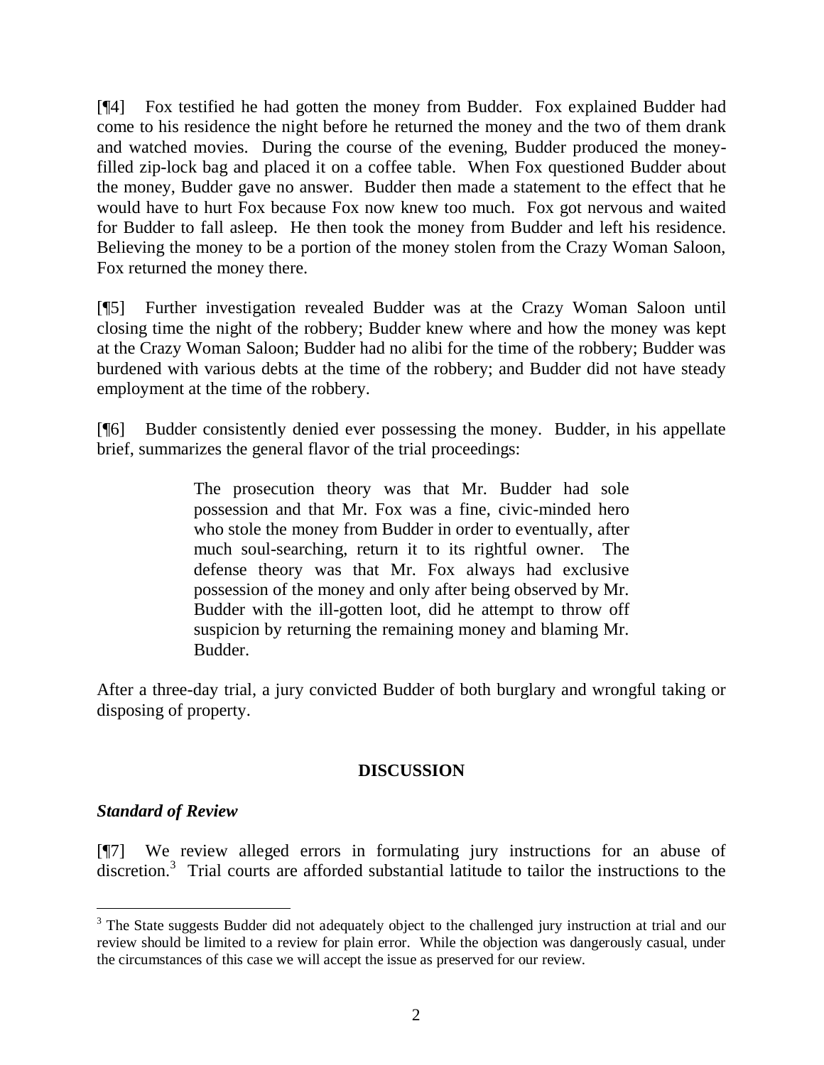[¶4] Fox testified he had gotten the money from Budder. Fox explained Budder had come to his residence the night before he returned the money and the two of them drank and watched movies. During the course of the evening, Budder produced the money-filled zip-lock bag and placed it on a coffee table. When Fox questioned Budder about the money, Budder gave no answer. Budder then made a statement to the effect that he would have to hurt Fox because Fox now knew too much. Fox got nervous and waited for Budder to fall asleep. He then took the money from Budder and left his residence. Believing the money to be a portion of the money stolen from the Crazy Woman Saloon, Fox returned the money there.

[¶5] Further investigation revealed Budder was at the Crazy Woman Saloon until closing time the night of the robbery; Budder knew where and how the money was kept at the Crazy Woman Saloon; Budder had no alibi for the time of the robbery; Budder was burdened with various debts at the time of the robbery; and Budder did not have steady employment at the time of the robbery.

[¶6] Budder consistently denied ever possessing the money. Budder, in his appellate brief, summarizes the general flavor of the trial proceedings:

> The prosecution theory was that Mr. Budder had sole possession and that Mr. Fox was a fine, civic-minded hero who stole the money from Budder in order to eventually, after much soul-searching, return it to its rightful owner. The defense theory was that Mr. Fox always had exclusive possession of the money and only after being observed by Mr. Budder with the ill-gotten loot, did he attempt to throw off suspicion by returning the remaining money and blaming Mr. Budder.

After a three-day trial, a jury convicted Budder of both burglary and wrongful taking or disposing of property.

## DISCUSSION

### *Standard of Review*

[¶7] We review alleged errors in formulating jury instructions for an abuse of discretion.[3] Trial courts are afforded substantial latitude to tailor the instructions to the

[3] The State suggests Budder did not adequately object to the challenged jury instruction at trial and our review should be limited to a review for plain error. While the objection was dangerously casual, under the circumstances of this case we will accept the issue as preserved for our review.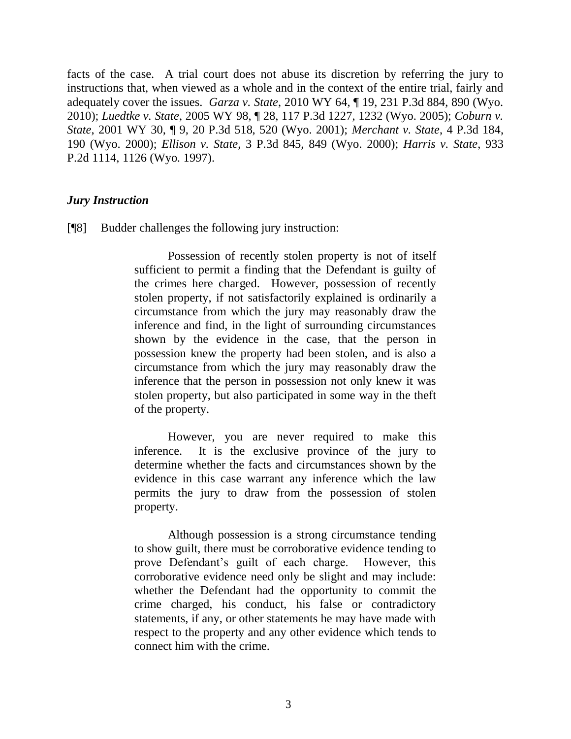facts of the case. A trial court does not abuse its discretion by referring the jury to instructions that, when viewed as a whole and in the context of the entire trial, fairly and adequately cover the issues. *Garza v. State,* 2010 WY 64, ¶ 19, 231 P.3d 884, 890 (Wyo. 2010); *Luedtke v. State*, 2005 WY 98, ¶ 28, 117 P.3d 1227, 1232 (Wyo. 2005); *Coburn v. State*, 2001 WY 30, ¶ 9, 20 P.3d 518, 520 (Wyo. 2001); *Merchant v. State*, 4 P.3d 184, 190 (Wyo. 2000); *Ellison v. State*, 3 P.3d 845, 849 (Wyo. 2000); *Harris v. State*, 933 P.2d 1114, 1126 (Wyo. 1997).

### *Jury Instruction*

[¶8] Budder challenges the following jury instruction:

> Possession of recently stolen property is not of itself sufficient to permit a finding that the Defendant is guilty of the crimes here charged. However, possession of recently stolen property, if not satisfactorily explained is ordinarily a circumstance from which the jury may reasonably draw the inference and find, in the light of surrounding circumstances shown by the evidence in the case, that the person in possession knew the property had been stolen, and is also a circumstance from which the jury may reasonably draw the inference that the person in possession not only knew it was stolen property, but also participated in some way in the theft of the property.
>
> However, you are never required to make this inference. It is the exclusive province of the jury to determine whether the facts and circumstances shown by the evidence in this case warrant any inference which the law permits the jury to draw from the possession of stolen property.
>
> Although possession is a strong circumstance tending to show guilt, there must be corroborative evidence tending to prove Defendant's guilt of each charge. However, this corroborative evidence need only be slight and may include: whether the Defendant had the opportunity to commit the crime charged, his conduct, his false or contradictory statements, if any, or other statements he may have made with respect to the property and any other evidence which tends to connect him with the crime.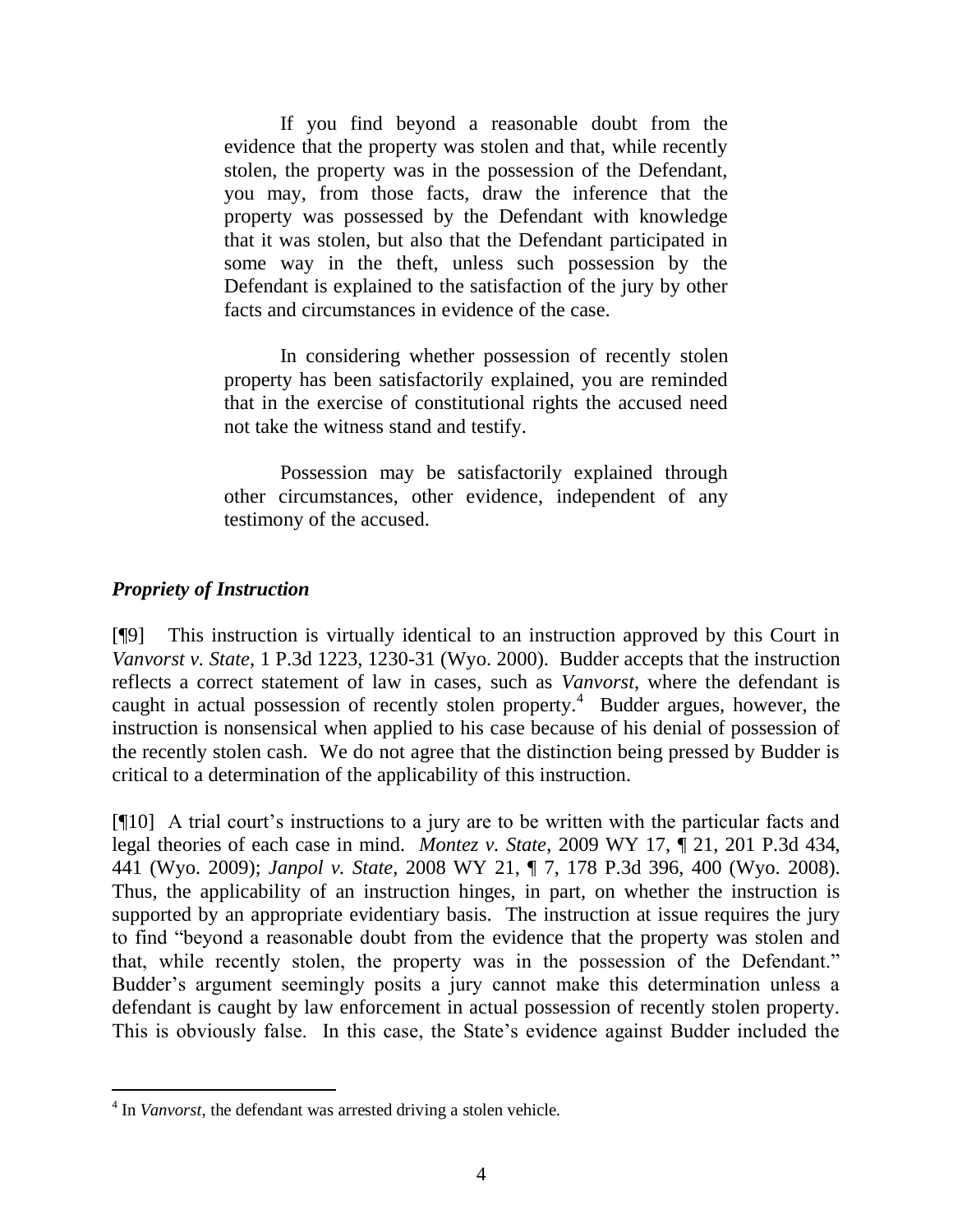> If you find beyond a reasonable doubt from the evidence that the property was stolen and that, while recently stolen, the property was in the possession of the Defendant, you may, from those facts, draw the inference that the property was possessed by the Defendant with knowledge that it was stolen, but also that the Defendant participated in some way in the theft, unless such possession by the Defendant is explained to the satisfaction of the jury by other facts and circumstances in evidence of the case.
>
> In considering whether possession of recently stolen property has been satisfactorily explained, you are reminded that in the exercise of constitutional rights the accused need not take the witness stand and testify.
>
> Possession may be satisfactorily explained through other circumstances, other evidence, independent of any testimony of the accused.

### *Propriety of Instruction*

[¶9] This instruction is virtually identical to an instruction approved by this Court in *Vanvorst v. State*, 1 P.3d 1223, 1230-31 (Wyo. 2000). Budder accepts that the instruction reflects a correct statement of law in cases, such as *Vanvorst*, where the defendant is caught in actual possession of recently stolen property.[4] Budder argues, however, the instruction is nonsensical when applied to his case because of his denial of possession of the recently stolen cash. We do not agree that the distinction being pressed by Budder is critical to a determination of the applicability of this instruction.

[¶10] A trial court's instructions to a jury are to be written with the particular facts and legal theories of each case in mind. *Montez v. State*, 2009 WY 17, ¶ 21, 201 P.3d 434, 441 (Wyo. 2009); *Janpol v. State*, 2008 WY 21, ¶ 7, 178 P.3d 396, 400 (Wyo. 2008). Thus, the applicability of an instruction hinges, in part, on whether the instruction is supported by an appropriate evidentiary basis. The instruction at issue requires the jury to find "beyond a reasonable doubt from the evidence that the property was stolen and that, while recently stolen, the property was in the possession of the Defendant." Budder's argument seemingly posits a jury cannot make this determination unless a defendant is caught by law enforcement in actual possession of recently stolen property. This is obviously false. In this case, the State's evidence against Budder included the

---

[4] In *Vanvorst*, the defendant was arrested driving a stolen vehicle.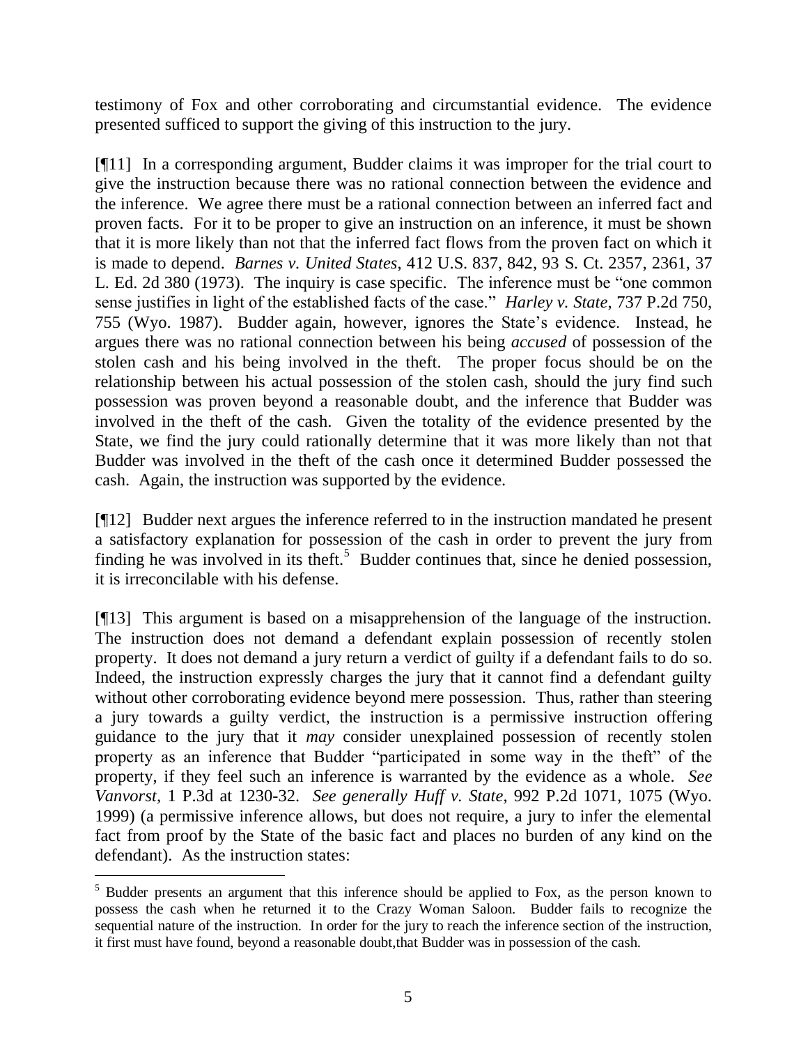testimony of Fox and other corroborating and circumstantial evidence. The evidence presented sufficed to support the giving of this instruction to the jury.

[¶11] In a corresponding argument, Budder claims it was improper for the trial court to give the instruction because there was no rational connection between the evidence and the inference. We agree there must be a rational connection between an inferred fact and proven facts. For it to be proper to give an instruction on an inference, it must be shown that it is more likely than not that the inferred fact flows from the proven fact on which it is made to depend. *Barnes v. United States*, 412 U.S. 837, 842, 93 S. Ct. 2357, 2361, 37 L. Ed. 2d 380 (1973). The inquiry is case specific. The inference must be "one common sense justifies in light of the established facts of the case." *Harley v. State*, 737 P.2d 750, 755 (Wyo. 1987). Budder again, however, ignores the State's evidence. Instead, he argues there was no rational connection between his being *accused* of possession of the stolen cash and his being involved in the theft. The proper focus should be on the relationship between his actual possession of the stolen cash, should the jury find such possession was proven beyond a reasonable doubt, and the inference that Budder was involved in the theft of the cash. Given the totality of the evidence presented by the State, we find the jury could rationally determine that it was more likely than not that Budder was involved in the theft of the cash once it determined Budder possessed the cash. Again, the instruction was supported by the evidence.

[¶12] Budder next argues the inference referred to in the instruction mandated he present a satisfactory explanation for possession of the cash in order to prevent the jury from finding he was involved in its theft.[5] Budder continues that, since he denied possession, it is irreconcilable with his defense.

[¶13] This argument is based on a misapprehension of the language of the instruction. The instruction does not demand a defendant explain possession of recently stolen property. It does not demand a jury return a verdict of guilty if a defendant fails to do so. Indeed, the instruction expressly charges the jury that it cannot find a defendant guilty without other corroborating evidence beyond mere possession. Thus, rather than steering a jury towards a guilty verdict, the instruction is a permissive instruction offering guidance to the jury that it *may* consider unexplained possession of recently stolen property as an inference that Budder "participated in some way in the theft" of the property, if they feel such an inference is warranted by the evidence as a whole. *See Vanvorst,* 1 P.3d at 1230-32. *See generally Huff v. State*, 992 P.2d 1071, 1075 (Wyo. 1999) (a permissive inference allows, but does not require, a jury to infer the elemental fact from proof by the State of the basic fact and places no burden of any kind on the defendant). As the instruction states:

---

[5] Budder presents an argument that this inference should be applied to Fox, as the person known to possess the cash when he returned it to the Crazy Woman Saloon. Budder fails to recognize the sequential nature of the instruction. In order for the jury to reach the inference section of the instruction, it first must have found, beyond a reasonable doubt,that Budder was in possession of the cash.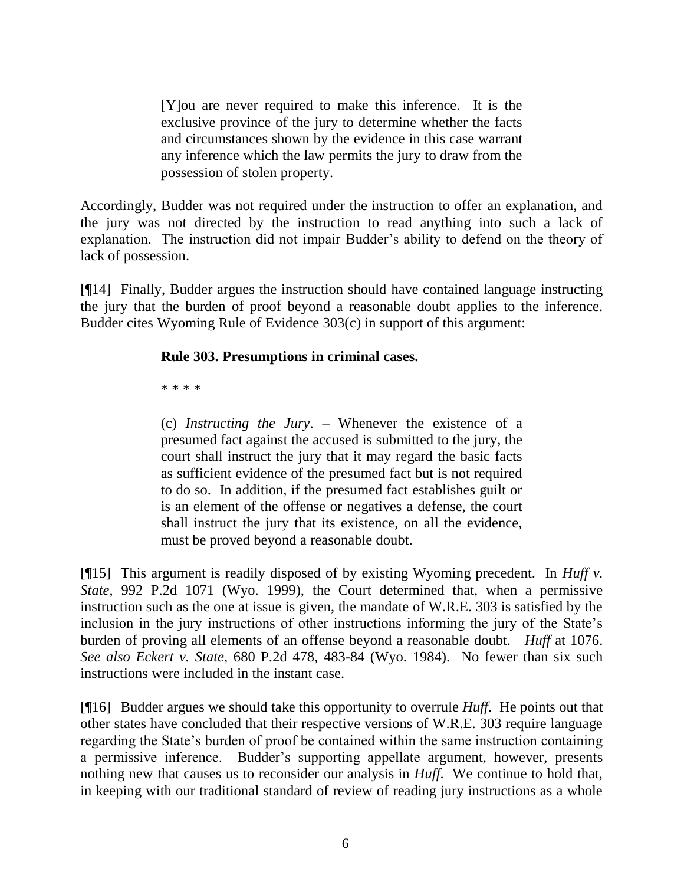> [Y]ou are never required to make this inference. It is the exclusive province of the jury to determine whether the facts and circumstances shown by the evidence in this case warrant any inference which the law permits the jury to draw from the possession of stolen property.

Accordingly, Budder was not required under the instruction to offer an explanation, and the jury was not directed by the instruction to read anything into such a lack of explanation. The instruction did not impair Budder's ability to defend on the theory of lack of possession.

[¶14] Finally, Budder argues the instruction should have contained language instructing the jury that the burden of proof beyond a reasonable doubt applies to the inference. Budder cites Wyoming Rule of Evidence 303(c) in support of this argument:

> **Rule 303. Presumptions in criminal cases.**
>
> * * * *
>
> (c) *Instructing the Jury*. – Whenever the existence of a presumed fact against the accused is submitted to the jury, the court shall instruct the jury that it may regard the basic facts as sufficient evidence of the presumed fact but is not required to do so. In addition, if the presumed fact establishes guilt or is an element of the offense or negatives a defense, the court shall instruct the jury that its existence, on all the evidence, must be proved beyond a reasonable doubt.

[¶15] This argument is readily disposed of by existing Wyoming precedent. In *Huff v. State*, 992 P.2d 1071 (Wyo. 1999), the Court determined that, when a permissive instruction such as the one at issue is given, the mandate of W.R.E. 303 is satisfied by the inclusion in the jury instructions of other instructions informing the jury of the State's burden of proving all elements of an offense beyond a reasonable doubt. *Huff* at 1076. *See also Eckert v. State*, 680 P.2d 478, 483-84 (Wyo. 1984). No fewer than six such instructions were included in the instant case.

[¶16] Budder argues we should take this opportunity to overrule *Huff*. He points out that other states have concluded that their respective versions of W.R.E. 303 require language regarding the State's burden of proof be contained within the same instruction containing a permissive inference. Budder's supporting appellate argument, however, presents nothing new that causes us to reconsider our analysis in *Huff*. We continue to hold that, in keeping with our traditional standard of review of reading jury instructions as a whole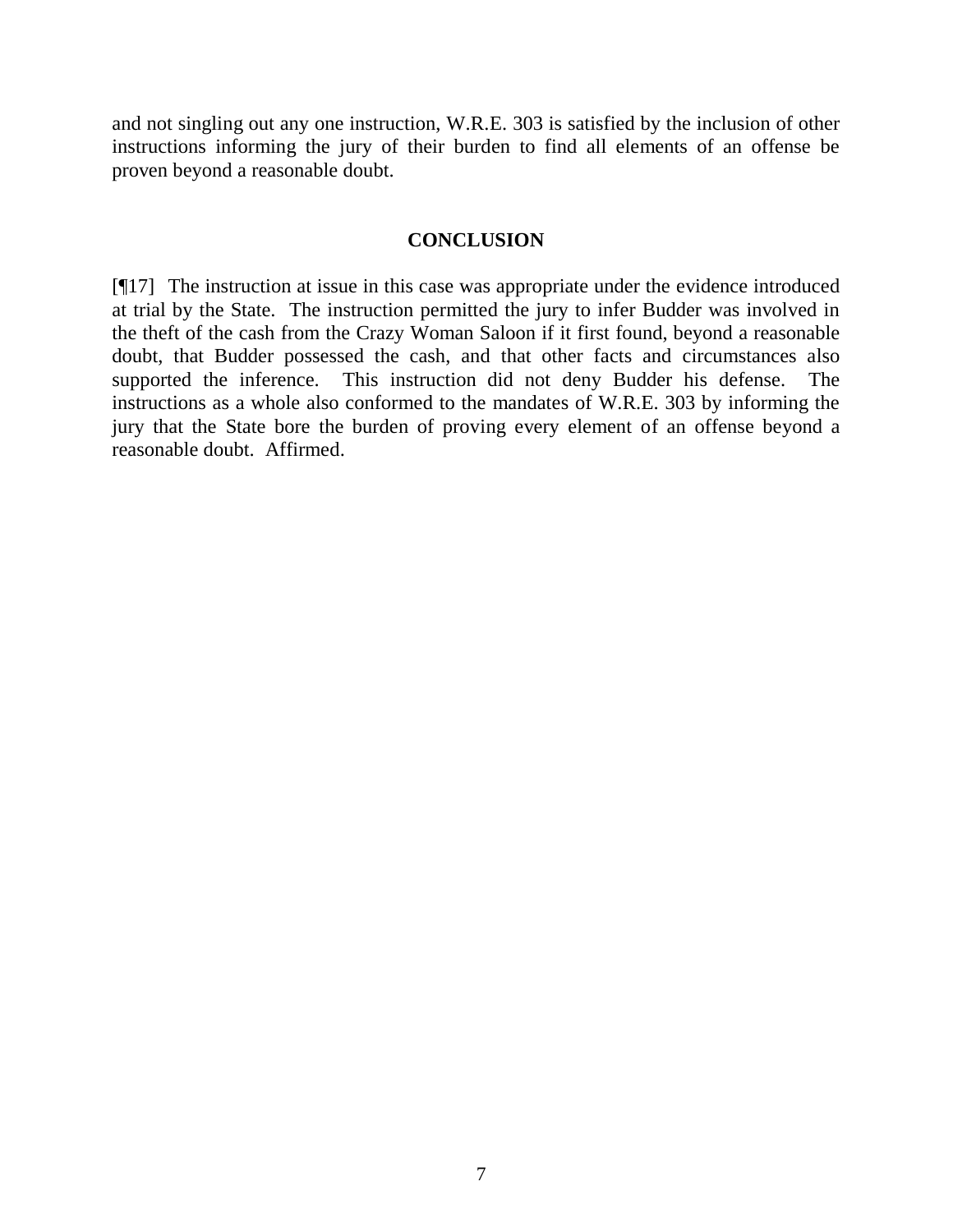and not singling out any one instruction, W.R.E. 303 is satisfied by the inclusion of other instructions informing the jury of their burden to find all elements of an offense be proven beyond a reasonable doubt.

## CONCLUSION

[¶17] The instruction at issue in this case was appropriate under the evidence introduced at trial by the State. The instruction permitted the jury to infer Budder was involved in the theft of the cash from the Crazy Woman Saloon if it first found, beyond a reasonable doubt, that Budder possessed the cash, and that other facts and circumstances also supported the inference. This instruction did not deny Budder his defense. The instructions as a whole also conformed to the mandates of W.R.E. 303 by informing the jury that the State bore the burden of proving every element of an offense beyond a reasonable doubt. Affirmed.